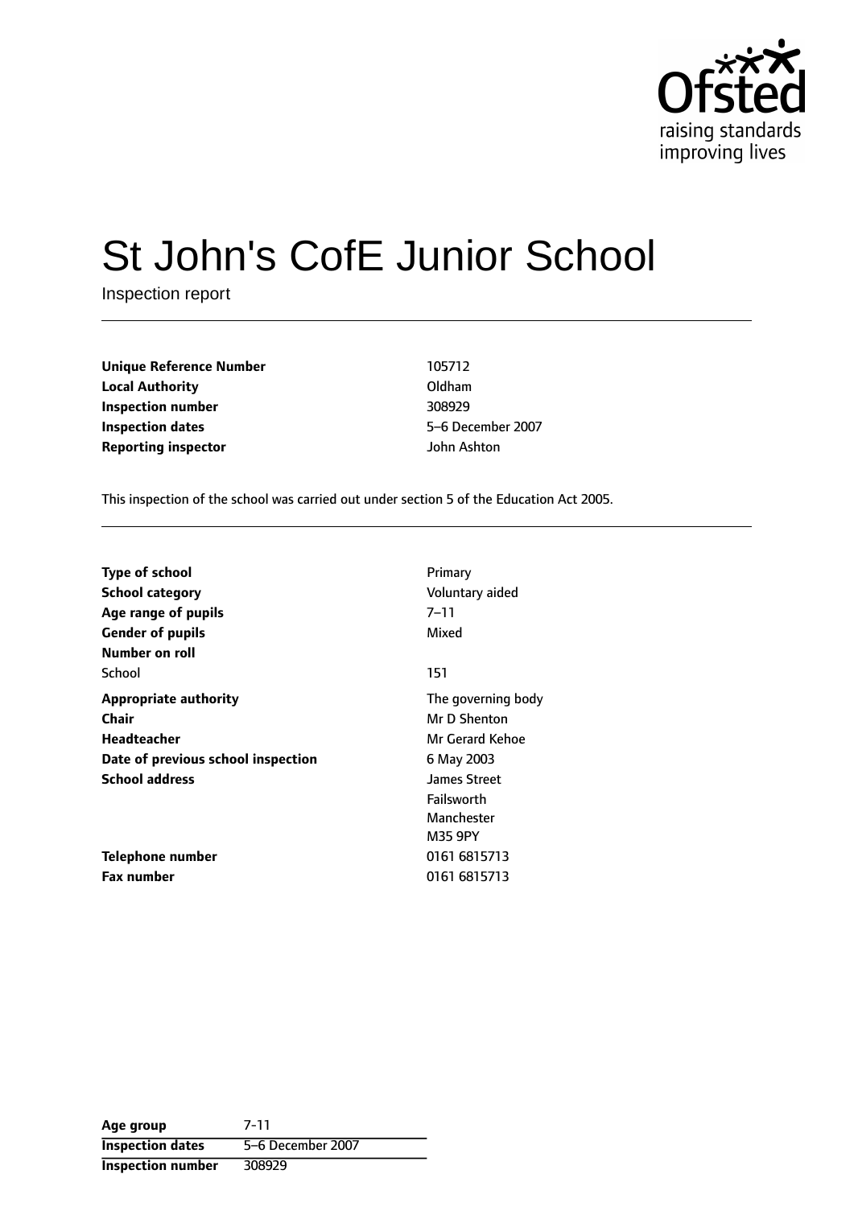# St John's CofE Junior School

Inspection report

| | |
|---|---|
| **Unique Reference Number** | 105712 |
| **Local Authority** | Oldham |
| **Inspection number** | 308929 |
| **Inspection dates** | 5–6 December 2007 |
| **Reporting inspector** | John Ashton |

This inspection of the school was carried out under section 5 of the Education Act 2005.

| | |
|---|---|
| **Type of school** | Primary |
| **School category** | Voluntary aided |
| **Age range of pupils** | 7–11 |
| **Gender of pupils** | Mixed |
| **Number on roll** | |
| School | 151 |
| **Appropriate authority** | The governing body |
| **Chair** | Mr D Shenton |
| **Headteacher** | Mr Gerard Kehoe |
| **Date of previous school inspection** | 6 May 2003 |
| **School address** | James Street<br>Failsworth<br>Manchester<br>M35 9PY |
| **Telephone number** | 0161 6815713 |
| **Fax number** | 0161 6815713 |

| | |
|---|---|
| **Age group** | 7-11 |
| **Inspection dates** | 5–6 December 2007 |
| **Inspection number** | 308929 |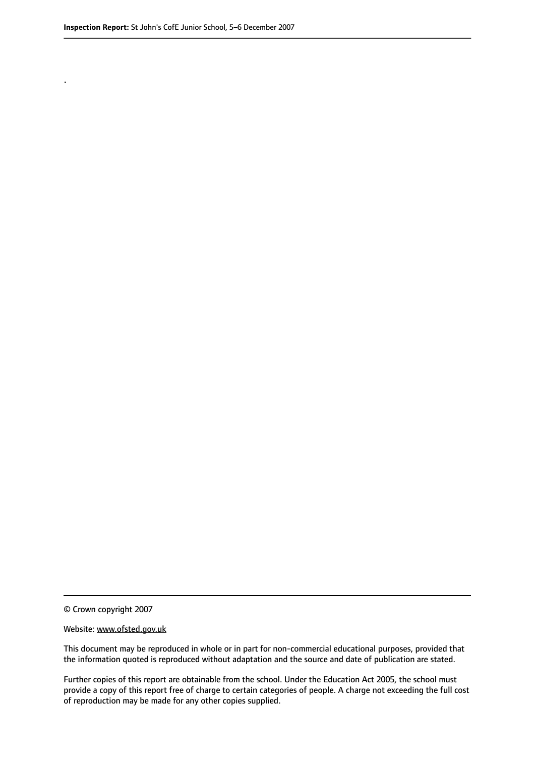.

© Crown copyright 2007

Website: www.ofsted.gov.uk

This document may be reproduced in whole or in part for non-commercial educational purposes, provided that the information quoted is reproduced without adaptation and the source and date of publication are stated.

Further copies of this report are obtainable from the school. Under the Education Act 2005, the school must provide a copy of this report free of charge to certain categories of people. A charge not exceeding the full cost of reproduction may be made for any other copies supplied.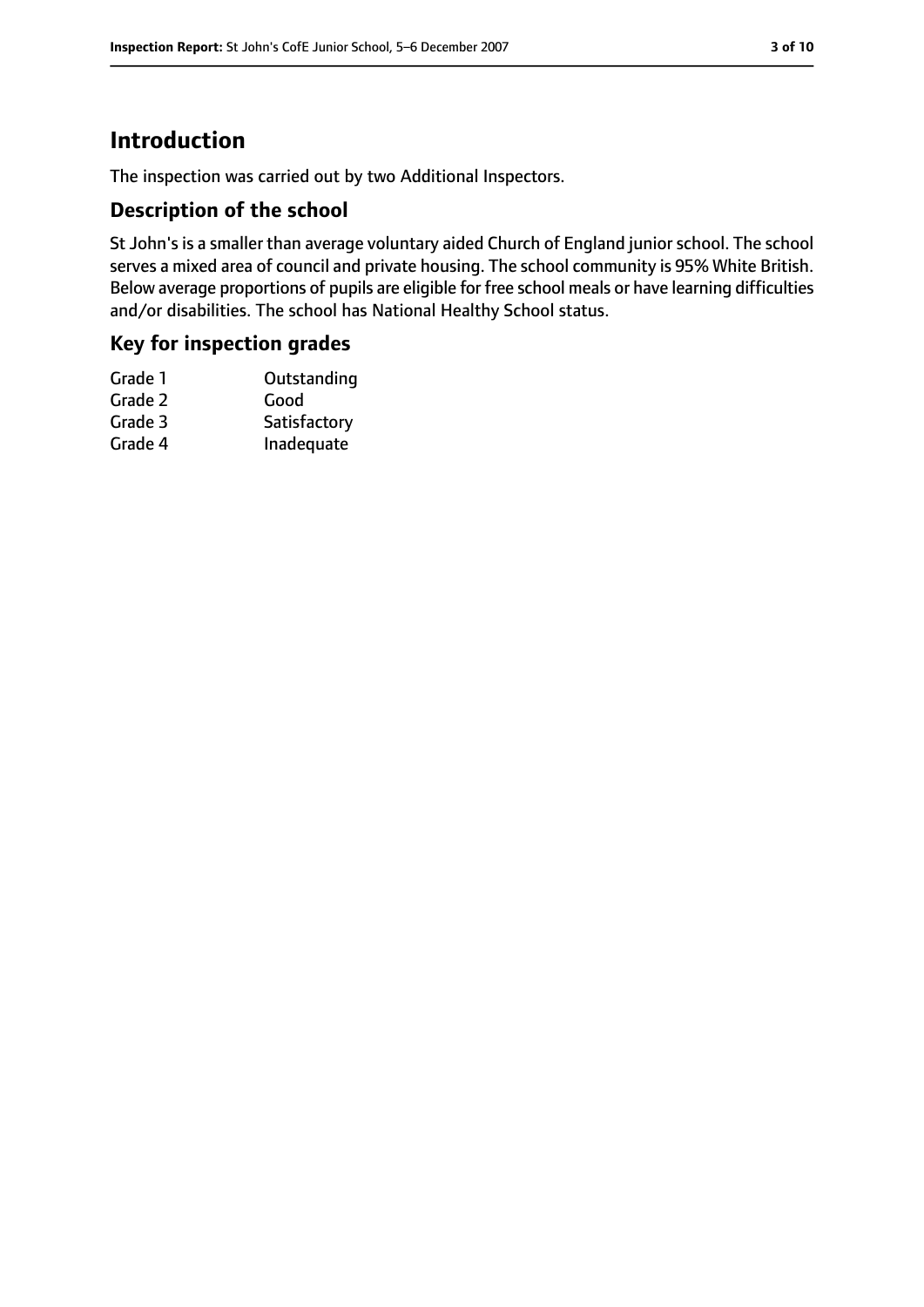# Introduction

The inspection was carried out by two Additional Inspectors.

## Description of the school

St John's is a smaller than average voluntary aided Church of England junior school. The school serves a mixed area of council and private housing. The school community is 95% White British. Below average proportions of pupils are eligible for free school meals or have learning difficulties and/or disabilities. The school has National Healthy School status.

## Key for inspection grades

| | |
|---|---|
| Grade 1 | Outstanding |
| Grade 2 | Good |
| Grade 3 | Satisfactory |
| Grade 4 | Inadequate |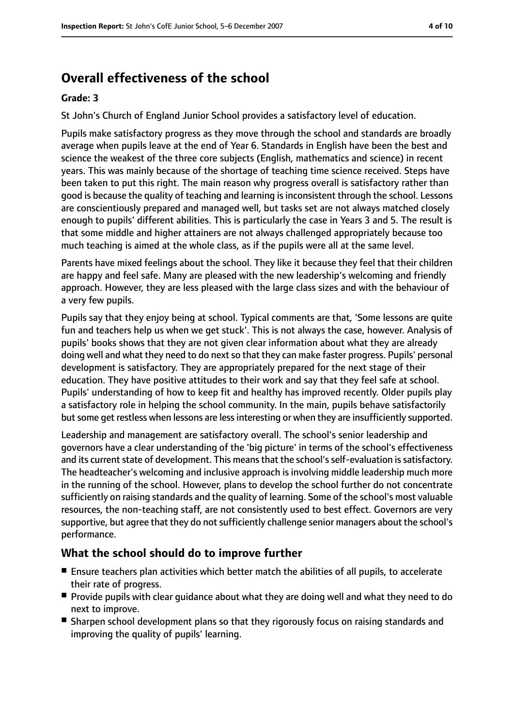# Overall effectiveness of the school

**Grade: 3**

St John's Church of England Junior School provides a satisfactory level of education.

Pupils make satisfactory progress as they move through the school and standards are broadly average when pupils leave at the end of Year 6. Standards in English have been the best and science the weakest of the three core subjects (English, mathematics and science) in recent years. This was mainly because of the shortage of teaching time science received. Steps have been taken to put this right. The main reason why progress overall is satisfactory rather than good is because the quality of teaching and learning is inconsistent through the school. Lessons are conscientiously prepared and managed well, but tasks set are not always matched closely enough to pupils' different abilities. This is particularly the case in Years 3 and 5. The result is that some middle and higher attainers are not always challenged appropriately because too much teaching is aimed at the whole class, as if the pupils were all at the same level.

Parents have mixed feelings about the school. They like it because they feel that their children are happy and feel safe. Many are pleased with the new leadership's welcoming and friendly approach. However, they are less pleased with the large class sizes and with the behaviour of a very few pupils.

Pupils say that they enjoy being at school. Typical comments are that, 'Some lessons are quite fun and teachers help us when we get stuck'. This is not always the case, however. Analysis of pupils' books shows that they are not given clear information about what they are already doing well and what they need to do next so that they can make faster progress. Pupils' personal development is satisfactory. They are appropriately prepared for the next stage of their education. They have positive attitudes to their work and say that they feel safe at school. Pupils' understanding of how to keep fit and healthy has improved recently. Older pupils play a satisfactory role in helping the school community. In the main, pupils behave satisfactorily but some get restless when lessons are less interesting or when they are insufficiently supported.

Leadership and management are satisfactory overall. The school's senior leadership and governors have a clear understanding of the 'big picture' in terms of the school's effectiveness and its current state of development. This means that the school's self-evaluation is satisfactory. The headteacher's welcoming and inclusive approach is involving middle leadership much more in the running of the school. However, plans to develop the school further do not concentrate sufficiently on raising standards and the quality of learning. Some of the school's most valuable resources, the non-teaching staff, are not consistently used to best effect. Governors are very supportive, but agree that they do not sufficiently challenge senior managers about the school's performance.

## What the school should do to improve further

- Ensure teachers plan activities which better match the abilities of all pupils, to accelerate their rate of progress.
- Provide pupils with clear guidance about what they are doing well and what they need to do next to improve.
- Sharpen school development plans so that they rigorously focus on raising standards and improving the quality of pupils' learning.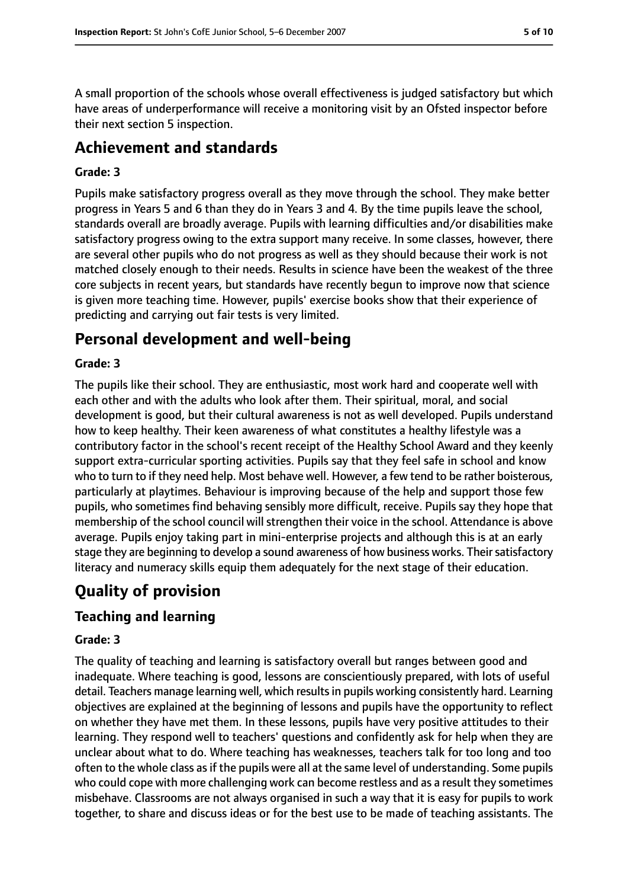A small proportion of the schools whose overall effectiveness is judged satisfactory but which have areas of underperformance will receive a monitoring visit by an Ofsted inspector before their next section 5 inspection.

# Achievement and standards

### Grade: 3

Pupils make satisfactory progress overall as they move through the school. They make better progress in Years 5 and 6 than they do in Years 3 and 4. By the time pupils leave the school, standards overall are broadly average. Pupils with learning difficulties and/or disabilities make satisfactory progress owing to the extra support many receive. In some classes, however, there are several other pupils who do not progress as well as they should because their work is not matched closely enough to their needs. Results in science have been the weakest of the three core subjects in recent years, but standards have recently begun to improve now that science is given more teaching time. However, pupils' exercise books show that their experience of predicting and carrying out fair tests is very limited.

# Personal development and well-being

### Grade: 3

The pupils like their school. They are enthusiastic, most work hard and cooperate well with each other and with the adults who look after them. Their spiritual, moral, and social development is good, but their cultural awareness is not as well developed. Pupils understand how to keep healthy. Their keen awareness of what constitutes a healthy lifestyle was a contributory factor in the school's recent receipt of the Healthy School Award and they keenly support extra-curricular sporting activities. Pupils say that they feel safe in school and know who to turn to if they need help. Most behave well. However, a few tend to be rather boisterous, particularly at playtimes. Behaviour is improving because of the help and support those few pupils, who sometimes find behaving sensibly more difficult, receive. Pupils say they hope that membership of the school council will strengthen their voice in the school. Attendance is above average. Pupils enjoy taking part in mini-enterprise projects and although this is at an early stage they are beginning to develop a sound awareness of how business works. Their satisfactory literacy and numeracy skills equip them adequately for the next stage of their education.

# Quality of provision

## Teaching and learning

### Grade: 3

The quality of teaching and learning is satisfactory overall but ranges between good and inadequate. Where teaching is good, lessons are conscientiously prepared, with lots of useful detail. Teachers manage learning well, which results in pupils working consistently hard. Learning objectives are explained at the beginning of lessons and pupils have the opportunity to reflect on whether they have met them. In these lessons, pupils have very positive attitudes to their learning. They respond well to teachers' questions and confidently ask for help when they are unclear about what to do. Where teaching has weaknesses, teachers talk for too long and too often to the whole class as if the pupils were all at the same level of understanding. Some pupils who could cope with more challenging work can become restless and as a result they sometimes misbehave. Classrooms are not always organised in such a way that it is easy for pupils to work together, to share and discuss ideas or for the best use to be made of teaching assistants. The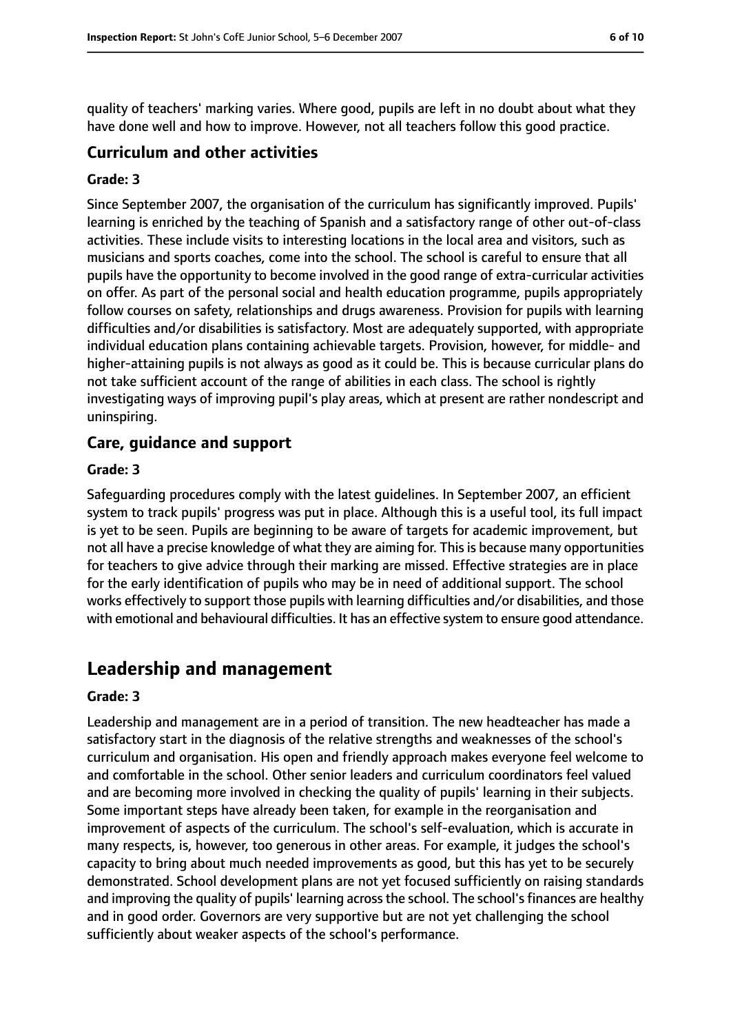quality of teachers' marking varies. Where good, pupils are left in no doubt about what they have done well and how to improve. However, not all teachers follow this good practice.

### Curriculum and other activities

#### Grade: 3

Since September 2007, the organisation of the curriculum has significantly improved. Pupils' learning is enriched by the teaching of Spanish and a satisfactory range of other out-of-class activities. These include visits to interesting locations in the local area and visitors, such as musicians and sports coaches, come into the school. The school is careful to ensure that all pupils have the opportunity to become involved in the good range of extra-curricular activities on offer. As part of the personal social and health education programme, pupils appropriately follow courses on safety, relationships and drugs awareness. Provision for pupils with learning difficulties and/or disabilities is satisfactory. Most are adequately supported, with appropriate individual education plans containing achievable targets. Provision, however, for middle- and higher-attaining pupils is not always as good as it could be. This is because curricular plans do not take sufficient account of the range of abilities in each class. The school is rightly investigating ways of improving pupil's play areas, which at present are rather nondescript and uninspiring.

### Care, guidance and support

#### Grade: 3

Safeguarding procedures comply with the latest guidelines. In September 2007, an efficient system to track pupils' progress was put in place. Although this is a useful tool, its full impact is yet to be seen. Pupils are beginning to be aware of targets for academic improvement, but not all have a precise knowledge of what they are aiming for. This is because many opportunities for teachers to give advice through their marking are missed. Effective strategies are in place for the early identification of pupils who may be in need of additional support. The school works effectively to support those pupils with learning difficulties and/or disabilities, and those with emotional and behavioural difficulties. It has an effective system to ensure good attendance.

## Leadership and management

#### Grade: 3

Leadership and management are in a period of transition. The new headteacher has made a satisfactory start in the diagnosis of the relative strengths and weaknesses of the school's curriculum and organisation. His open and friendly approach makes everyone feel welcome to and comfortable in the school. Other senior leaders and curriculum coordinators feel valued and are becoming more involved in checking the quality of pupils' learning in their subjects. Some important steps have already been taken, for example in the reorganisation and improvement of aspects of the curriculum. The school's self-evaluation, which is accurate in many respects, is, however, too generous in other areas. For example, it judges the school's capacity to bring about much needed improvements as good, but this has yet to be securely demonstrated. School development plans are not yet focused sufficiently on raising standards and improving the quality of pupils' learning across the school. The school's finances are healthy and in good order. Governors are very supportive but are not yet challenging the school sufficiently about weaker aspects of the school's performance.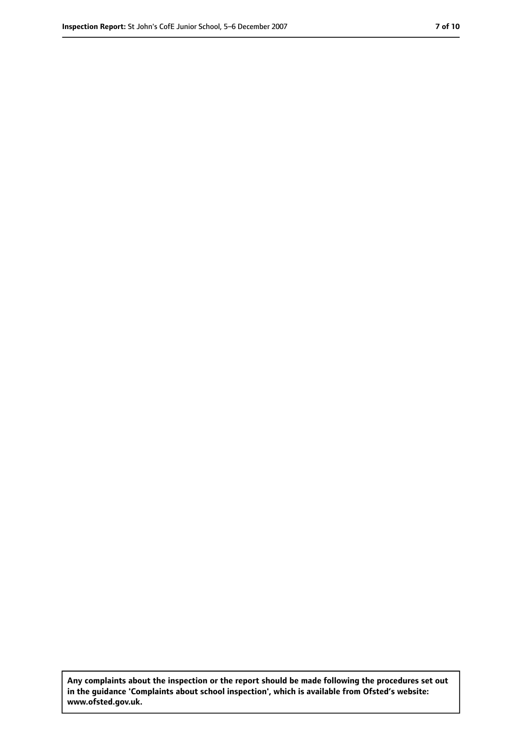Any complaints about the inspection or the report should be made following the procedures set out in the guidance 'Complaints about school inspection', which is available from Ofsted's website: www.ofsted.gov.uk.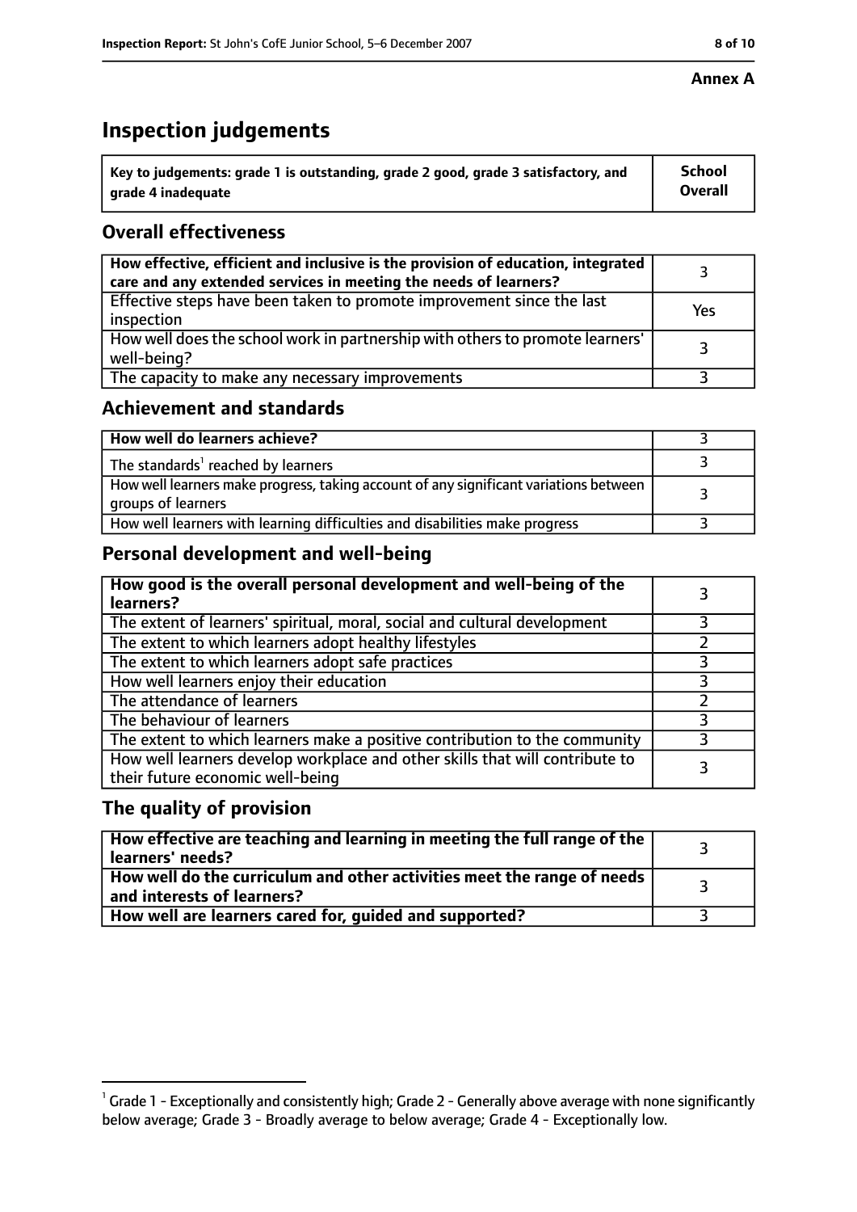**Annex A**

# Inspection judgements

| Key to judgements: grade 1 is outstanding, grade 2 good, grade 3 satisfactory, and grade 4 inadequate | School Overall |
|---|---|

## Overall effectiveness

| | |
|---|---|
| **How effective, efficient and inclusive is the provision of education, integrated care and any extended services in meeting the needs of learners?** | 3 |
| Effective steps have been taken to promote improvement since the last inspection | Yes |
| How well does the school work in partnership with others to promote learners' well-being? | 3 |
| The capacity to make any necessary improvements | 3 |

## Achievement and standards

| | |
|---|---|
| **How well do learners achieve?** | 3 |
| The standards[1] reached by learners | 3 |
| How well learners make progress, taking account of any significant variations between groups of learners | 3 |
| How well learners with learning difficulties and disabilities make progress | 3 |

## Personal development and well-being

| | |
|---|---|
| **How good is the overall personal development and well-being of the learners?** | 3 |
| The extent of learners' spiritual, moral, social and cultural development | 3 |
| The extent to which learners adopt healthy lifestyles | 2 |
| The extent to which learners adopt safe practices | 3 |
| How well learners enjoy their education | 3 |
| The attendance of learners | 2 |
| The behaviour of learners | 3 |
| The extent to which learners make a positive contribution to the community | 3 |
| How well learners develop workplace and other skills that will contribute to their future economic well-being | 3 |

## The quality of provision

| | |
|---|---|
| **How effective are teaching and learning in meeting the full range of the learners' needs?** | 3 |
| **How well do the curriculum and other activities meet the range of needs and interests of learners?** | 3 |
| **How well are learners cared for, guided and supported?** | 3 |

[1] Grade 1 - Exceptionally and consistently high; Grade 2 - Generally above average with none significantly below average; Grade 3 - Broadly average to below average; Grade 4 - Exceptionally low.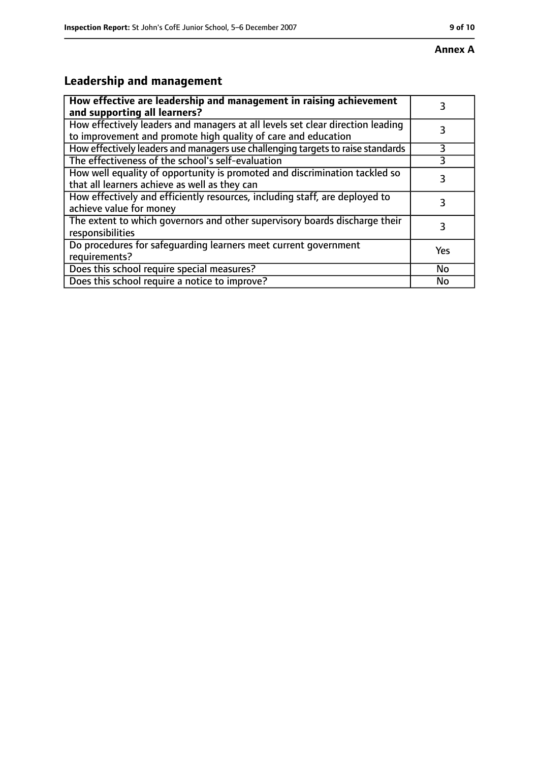**Annex A**

## Leadership and management

| How effective are leadership and management in raising achievement and supporting all learners? | 3 |
|---|---|
| How effectively leaders and managers at all levels set clear direction leading to improvement and promote high quality of care and education | 3 |
| How effectively leaders and managers use challenging targets to raise standards | 3 |
| The effectiveness of the school's self-evaluation | 3 |
| How well equality of opportunity is promoted and discrimination tackled so that all learners achieve as well as they can | 3 |
| How effectively and efficiently resources, including staff, are deployed to achieve value for money | 3 |
| The extent to which governors and other supervisory boards discharge their responsibilities | 3 |
| Do procedures for safeguarding learners meet current government requirements? | Yes |
| Does this school require special measures? | No |
| Does this school require a notice to improve? | No |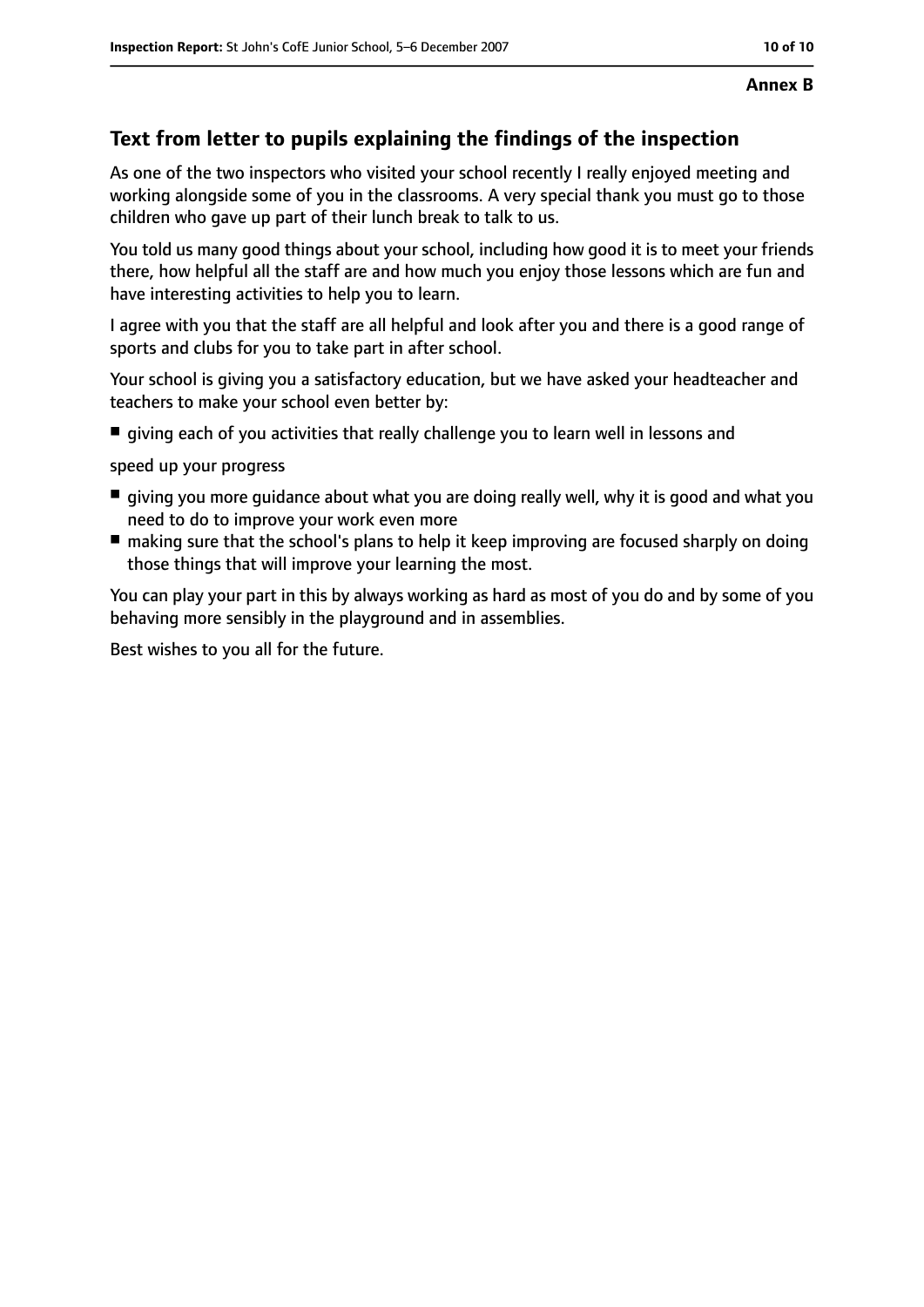**Annex B**

## Text from letter to pupils explaining the findings of the inspection

As one of the two inspectors who visited your school recently I really enjoyed meeting and working alongside some of you in the classrooms. A very special thank you must go to those children who gave up part of their lunch break to talk to us.

You told us many good things about your school, including how good it is to meet your friends there, how helpful all the staff are and how much you enjoy those lessons which are fun and have interesting activities to help you to learn.

I agree with you that the staff are all helpful and look after you and there is a good range of sports and clubs for you to take part in after school.

Your school is giving you a satisfactory education, but we have asked your headteacher and teachers to make your school even better by:

- giving each of you activities that really challenge you to learn well in lessons and

speed up your progress

- giving you more guidance about what you are doing really well, why it is good and what you need to do to improve your work even more
- making sure that the school's plans to help it keep improving are focused sharply on doing those things that will improve your learning the most.

You can play your part in this by always working as hard as most of you do and by some of you behaving more sensibly in the playground and in assemblies.

Best wishes to you all for the future.